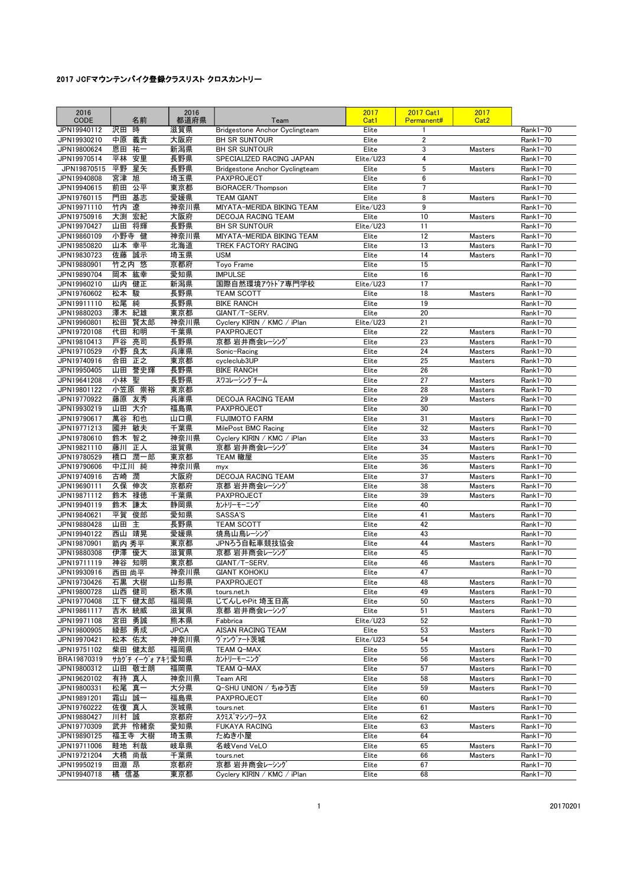# 2017 JCFマウンテンバイク登録クラスリスト クロスカントリー

| 2016 CODE | 名前 | 2016 都道府県 | Team | 2017 Cat1 | 2017 Cat1 Permanent# | 2017 Cat2 | |
|---|---|---|---|---|---|---|---|
| JPN19940112 | 沢田 時 | 滋賀県 | Bridgestone Anchor Cyclingteam | Elite | 1 | | Rank1-70 |
| JPN19930210 | 中原 義貴 | 大阪府 | BH SR SUNTOUR | Elite | 2 | | Rank1-70 |
| JPN19800624 | 恩田 祐一 | 新潟県 | BH SR SUNTOUR | Elite | 3 | Masters | Rank1-70 |
| JPN19970514 | 平林 安里 | 長野県 | SPECIALIZED RACING JAPAN | Elite/U23 | 4 | | Rank1-70 |
| JPN19870515 | 平野 星矢 | 長野県 | Bridgestone Anchor Cyclingteam | Elite | 5 | Masters | Rank1-70 |
| JPN19940808 | 宮津 旭 | 埼玉県 | PAXPROJECT | Elite | 6 | | Rank1-70 |
| JPN19940615 | 前田 公平 | 東京都 | BiORACER/Thompson | Elite | 7 | | Rank1-70 |
| JPN19760115 | 門田 基志 | 愛媛県 | TEAM GIANT | Elite | 8 | Masters | Rank1-70 |
| JPN19971110 | 竹内 遼 | 神奈川県 | MIYATA-MERIDA BIKING TEAM | Elite/U23 | 9 | | Rank1-70 |
| JPN19750916 | 大渕 宏紀 | 大阪府 | DECOJA RACING TEAM | Elite | 10 | Masters | Rank1-70 |
| JPN19970427 | 山田 将輝 | 長野県 | BH SR SUNTOUR | Elite/U23 | 11 | | Rank1-70 |
| JPN19860109 | 小野寺 健 | 神奈川県 | MIYATA-MERIDA BIKING TEAM | Elite | 12 | Masters | Rank1-70 |
| JPN19850820 | 山本 幸平 | 北海道 | TREK FACTORY RACING | Elite | 13 | Masters | Rank1-70 |
| JPN19830723 | 佐藤 誠示 | 埼玉県 | USM | Elite | 14 | Masters | Rank1-70 |
| JPN19880901 | 竹之内 悠 | 京都府 | Toyo Frame | Elite | 15 | | Rank1-70 |
| JPN19890704 | 岡本 紘幸 | 愛知県 | IMPULSE | Elite | 16 | | Rank1-70 |
| JPN19960210 | 山内 健正 | 新潟県 | 国際自然環境ｱｳﾄﾄﾞｱ専門学校 | Elite/U23 | 17 | | Rank1-70 |
| JPN19760602 | 松本 駿 | 長野県 | TEAM SCOTT | Elite | 18 | Masters | Rank1-70 |
| JPN19911110 | 松尾 純 | 長野県 | BIKE RANCH | Elite | 19 | | Rank1-70 |
| JPN19880203 | 澤木 紀雄 | 東京都 | GIANT/T-SERV. | Elite | 20 | | Rank1-70 |
| JPN19960801 | 松田 賢太郎 | 神奈川県 | Cyclery KIRIN / KMC / iPlan | Elite/U23 | 21 | | Rank1-70 |
| JPN19720108 | 代田 和明 | 千葉県 | PAXPROJECT | Elite | 22 | Masters | Rank1-70 |
| JPN19810413 | 戸谷 亮司 | 長野県 | 京都 岩井商会ﾚｰｼﾝｸﾞ | Elite | 23 | Masters | Rank1-70 |
| JPN19710529 | 小野 良太 | 兵庫県 | Sonic-Racing | Elite | 24 | Masters | Rank1-70 |
| JPN19740916 | 合田 正之 | 東京都 | cycleclub3UP | Elite | 25 | Masters | Rank1-70 |
| JPN19950405 | 山田 誉史輝 | 長野県 | BIKE RANCH | Elite | 26 | | Rank1-70 |
| JPN19641208 | 小林 聖 | 長野県 | ｽﾜコﾚｰｼﾝｸﾞﾁｰﾑ | Elite | 27 | Masters | Rank1-70 |
| JPN19801122 | 小笠原 崇裕 | 東京都 | | Elite | 28 | Masters | Rank1-70 |
| JPN19770922 | 藤原 友秀 | 兵庫県 | DECOJA RACING TEAM | Elite | 29 | Masters | Rank1-70 |
| JPN19930219 | 山田 大介 | 福島県 | PAXPROJECT | Elite | 30 | | Rank1-70 |
| JPN19790617 | 萬谷 和也 | 山口県 | FUJIMOTO FARM | Elite | 31 | Masters | Rank1-70 |
| JPN19771213 | 國井 敏夫 | 千葉県 | MilePost BMC Racing | Elite | 32 | Masters | Rank1-70 |
| JPN19780610 | 鈴木 智之 | 神奈川県 | Cyclery KIRIN / KMC / iPlan | Elite | 33 | Masters | Rank1-70 |
| JPN19821110 | 藤川 正人 | 滋賀県 | 京都 岩井商会ﾚｰｼﾝｸﾞ | Elite | 34 | Masters | Rank1-70 |
| JPN19780529 | 橋口 潤一郎 | 東京都 | TEAM 轍屋 | Elite | 35 | Masters | Rank1-70 |
| JPN19790606 | 中江川 純 | 神奈川県 | myx | Elite | 36 | Masters | Rank1-70 |
| JPN19740916 | 古崎 潤 | 大阪府 | DECOJA RACING TEAM | Elite | 37 | Masters | Rank1-70 |
| JPN19690111 | 久保 伸次 | 京都府 | 京都 岩井商会ﾚｰｼﾝｸﾞ | Elite | 38 | Masters | Rank1-70 |
| JPN19871112 | 鈴木 禄徳 | 千葉県 | PAXPROJECT | Elite | 39 | Masters | Rank1-70 |
| JPN19940119 | 鈴木 謙太 | 静岡県 | ｶﾝﾄﾘｰﾓｰﾆﾝｸﾞ | Elite | 40 | | Rank1-70 |
| JPN19840621 | 平賀 俊郎 | 愛知県 | SASSA'S | Elite | 41 | Masters | Rank1-70 |
| JPN19880428 | 山田 主 | 長野県 | TEAM SCOTT | Elite | 42 | | Rank1-70 |
| JPN19940122 | 西山 靖晃 | 愛媛県 | 焼鳥山鳥ﾚｰｼﾝｸﾞ | Elite | 43 | | Rank1-70 |
| JPN19870901 | 筒内 秀平 | 東京都 | JPNろう自転車競技協会 | Elite | 44 | Masters | Rank1-70 |
| JPN19880308 | 伊澤 優大 | 滋賀県 | 京都 岩井商会ﾚｰｼﾝｸﾞ | Elite | 45 | | Rank1-70 |
| JPN19711119 | 神谷 知明 | 東京都 | GIANT/T-SERV. | Elite | 46 | Masters | Rank1-70 |
| JPN19930916 | 西田 尚平 | 神奈川県 | GIANT KOHOKU | Elite | 47 | | Rank1-70 |
| JPN19730426 | 石黒 大樹 | 山形県 | PAXPROJECT | Elite | 48 | Masters | Rank1-70 |
| JPN19800728 | 山西 健司 | 栃木県 | tours.net.h | Elite | 49 | Masters | Rank1-70 |
| JPN19770408 | 江下 健太郎 | 福岡県 | じてんしゃPit 埼玉日高 | Elite | 50 | Masters | Rank1-70 |
| JPN19861117 | 吉水 統威 | 滋賀県 | 京都 岩井商会ﾚｰｼﾝｸﾞ | Elite | 51 | Masters | Rank1-70 |
| JPN19971108 | 宮田 勇誠 | 熊本県 | Fabbrica | Elite/U23 | 52 | | Rank1-70 |
| JPN19800905 | 綾部 勇成 | 東京都 | JPCA | Elite | 53 | Masters | Rank1-70 |
| JPN19970421 | 松本 佑太 | 神奈川県 | ｳﾞｧﾝｸﾞｧｰﾄ茨城 | Elite/U23 | 54 | | Rank1-70 |
| JPN19751102 | 柴田 健太郎 | 福岡県 | TEAM Q-MAX | Elite | 55 | Masters | Rank1-70 |
| BRA19870319 | ｻｶﾞﾁ ｲｰｳﾞｫ ｱｷﾗ | 愛知県 | ｶﾝﾄﾘｰﾓｰﾆﾝｸﾞ | Elite | 56 | Masters | Rank1-70 |
| JPN19800312 | 山田 敬士朗 | 福岡県 | TEAM Q-MAX | Elite | 57 | Masters | Rank1-70 |
| JPN19620102 | 有持 真人 | 神奈川県 | Team ARI | Elite | 58 | Masters | Rank1-70 |
| JPN19800331 | 松尾 真一 | 大分県 | Q-SHU UNION / ちゅう吉 | Elite | 59 | Masters | Rank1-70 |
| JPN19891201 | 霜山 誠一 | 福島県 | PAXPROJECT | Elite | 60 | | Rank1-70 |
| JPN19760222 | 佐復 真人 | 茨城県 | tours.net | Elite | 61 | Masters | Rank1-70 |
| JPN19880427 | 川村 誠 | 京都府 | ｽｸﾐｽﾞﾏｼﾝﾜｰｸｽ | Elite | 62 | | Rank1-70 |
| JPN19770309 | 武井 怜緒奈 | 愛知県 | FUKAYA RACING | Elite | 63 | Masters | Rank1-70 |
| JPN19890125 | 福王寺 大樹 | 埼玉県 | たぬき小屋 | Elite | 64 | | Rank1-70 |
| JPN19711006 | 畦地 利哉 | 岐阜県 | 名岐Vend VeLO | Elite | 65 | Masters | Rank1-70 |
| JPN19721204 | 大橋 尚哉 | 千葉県 | tours.net | Elite | 66 | Masters | Rank1-70 |
| JPN19950219 | 田淵 昂 | 京都府 | 京都 岩井商会ﾚｰｼﾝｸﾞ | Elite | 67 | | Rank1-70 |
| JPN19940718 | 橘 信基 | 東京都 | Cyclery KIRIN / KMC / iPlan | Elite | 68 | | Rank1-70 |

20170201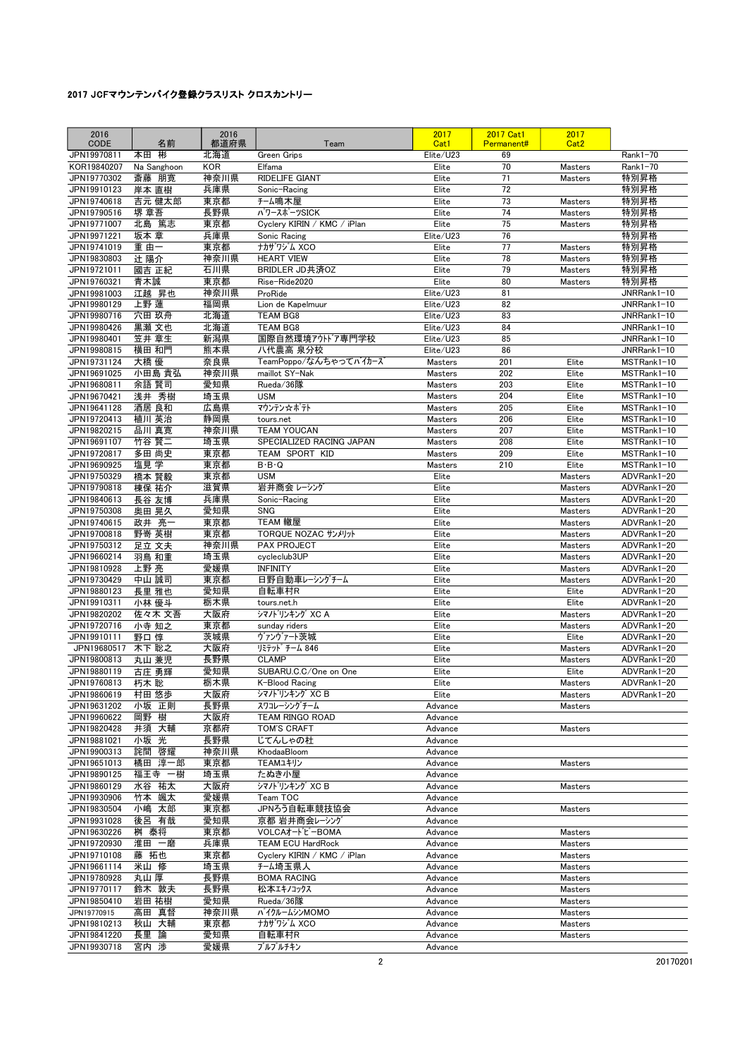# 2017 JCFマウンテンバイク登録クラスリスト クロスカントリー

| 2016 CODE | 名前 | 2016 都道府県 | Team | 2017 Cat1 | 2017 Cat1 Permanent# | 2017 Cat2 | |
|---|---|---|---|---|---|---|---|
| JPN19970811 | 本田 彬 | 北海道 | Green Grips | Elite/U23 | 69 | | Rank1-70 |
| KOR19840207 | Na Sanghoon | KOR | Elfama | Elite | 70 | Masters | Rank1-70 |
| JPN19770302 | 斎藤 朋寛 | 神奈川県 | RIDELIFE GIANT | Elite | 71 | Masters | 特別昇格 |
| JPN19910123 | 岸本 直樹 | 兵庫県 | Sonic-Racing | Elite | 72 | | 特別昇格 |
| JPN19740618 | 吉元 健太郎 | 東京都 | チーム鳴木屋 | Elite | 73 | Masters | 特別昇格 |
| JPN19790516 | 堺 章吾 | 長野県 | パワースポーツSICK | Elite | 74 | Masters | 特別昇格 |
| JPN19771007 | 北島 篤志 | 東京都 | Cyclery KIRIN / KMC / iPlan | Elite | 75 | Masters | 特別昇格 |
| JPN19971221 | 坂本 章 | 兵庫県 | Sonic Racing | Elite/U23 | 76 | | 特別昇格 |
| JPN19741019 | 重 由一 | 東京都 | ナカザワジム XCO | Elite | 77 | Masters | 特別昇格 |
| JPN19830803 | 辻 陽介 | 神奈川県 | HEART VIEW | Elite | 78 | Masters | 特別昇格 |
| JPN19721011 | 國吉 正紀 | 石川県 | BRIDLER JD共済OZ | Elite | 79 | Masters | 特別昇格 |
| JPN19760321 | 青木誠 | 東京都 | Rise-Ride2020 | Elite | 80 | Masters | 特別昇格 |
| JPN19981003 | 江越 昇也 | 神奈川県 | ProRide | Elite/U23 | 81 | | JNRRank1-10 |
| JPN19980129 | 上野 蓮 | 福岡県 | Lion de Kapelmuur | Elite/U23 | 82 | | JNRRank1-10 |
| JPN19980716 | 穴田 玖舟 | 北海道 | TEAM BG8 | Elite/U23 | 83 | | JNRRank1-10 |
| JPN19980426 | 黒瀬 文也 | 北海道 | TEAM BG8 | Elite/U23 | 84 | | JNRRank1-10 |
| JPN19980401 | 笠井 章生 | 新潟県 | 国際自然環境アウトドア専門学校 | Elite/U23 | 85 | | JNRRank1-10 |
| JPN19980815 | 横田 和門 | 熊本県 | 八代農高 泉分校 | Elite/U23 | 86 | | JNRRank1-10 |
| JPN19731124 | 大橋 優 | 奈良県 | TeamPoppo/なんちゃってバイカーズ | Masters | 201 | Elite | MSTRank1-10 |
| JPN19691025 | 小田島 貴弘 | 神奈川県 | maillot SY-Nak | Masters | 202 | Elite | MSTRank1-10 |
| JPN19680811 | 余語 賢司 | 愛知県 | Rueda/36隊 | Masters | 203 | Elite | MSTRank1-10 |
| JPN19670421 | 浅井 秀樹 | 埼玉県 | USM | Masters | 204 | Elite | MSTRank1-10 |
| JPN19641128 | 酒居 良和 | 広島県 | マウンテン☆ポテト | Masters | 205 | Elite | MSTRank1-10 |
| JPN19720413 | 植川 英治 | 静岡県 | tours.net | Masters | 206 | Elite | MSTRank1-10 |
| JPN19820215 | 品川 真寛 | 神奈川県 | TEAM YOUCAN | Masters | 207 | Elite | MSTRank1-10 |
| JPN19691107 | 竹谷 賢二 | 埼玉県 | SPECIALIZED RACING JAPAN | Masters | 208 | Elite | MSTRank1-10 |
| JPN19720817 | 多田 尚史 | 東京都 | TEAM SPORT KID | Masters | 209 | Elite | MSTRank1-10 |
| JPN19690925 | 塩見 学 | 東京都 | B・B・Q | Masters | 210 | Elite | MSTRank1-10 |
| JPN19750329 | 橋本 賢毅 | 東京都 | USM | Elite | | Masters | ADVRank1-20 |
| JPN19790818 | 棟保 祐介 | 滋賀県 | 岩井商会 レーシング | Elite | | Masters | ADVRank1-20 |
| JPN19840613 | 長谷 友博 | 兵庫県 | Sonic-Racing | Elite | | Masters | ADVRank1-20 |
| JPN19750308 | 奥田 晃久 | 愛知県 | SNG | Elite | | Masters | ADVRank1-20 |
| JPN19740615 | 政井 亮一 | 東京都 | TEAM 轍屋 | Elite | | Masters | ADVRank1-20 |
| JPN19700818 | 野嵜 英樹 | 東京都 | TORQUE NOZAC サンメリット | Elite | | Masters | ADVRank1-20 |
| JPN19750312 | 足立 文夫 | 神奈川県 | PAX PROJECT | Elite | | Masters | ADVRank1-20 |
| JPN19660214 | 羽鳥 和重 | 埼玉県 | cycleclub3UP | Elite | | Masters | ADVRank1-20 |
| JPN19810928 | 上野 亮 | 愛媛県 | INFINITY | Elite | | Masters | ADVRank1-20 |
| JPN19730429 | 中山 誠司 | 東京都 | 日野自動車レーシングチーム | Elite | | Masters | ADVRank1-20 |
| JPN19880123 | 長里 雅也 | 愛知県 | 自転車村R | Elite | | Elite | ADVRank1-20 |
| JPN19910311 | 小林 優斗 | 栃木県 | tours.net.h | Elite | | Elite | ADVRank1-20 |
| JPN19820202 | 佐々木 文吾 | 大阪府 | シマノドリンキング XC A | Elite | | Masters | ADVRank1-20 |
| JPN19720716 | 小寺 知之 | 東京都 | sunday riders | Elite | | Masters | ADVRank1-20 |
| JPN19910111 | 野口 惇 | 茨城県 | ヴァンヴァート茨城 | Elite | | Elite | ADVRank1-20 |
| JPN19680517 | 木下 聡之 | 大阪府 | リミテッド チーム 846 | Elite | | Masters | ADVRank1-20 |
| JPN19800813 | 丸山 兼児 | 長野県 | CLAMP | Elite | | Masters | ADVRank1-20 |
| JPN19880119 | 古庄 勇輝 | 愛知県 | SUBARU.C.C/One on One | Elite | | Elite | ADVRank1-20 |
| JPN19760813 | 朽木 聡 | 栃木県 | K-Blood Racing | Elite | | Masters | ADVRank1-20 |
| JPN19860619 | 村田 悠歩 | 大阪府 | シマノドリンキング XC B | Elite | | Masters | ADVRank1-20 |
| JPN19631202 | 小坂 正則 | 長野県 | スワコレーシングチーム | Advance | | Masters | |
| JPN19960622 | 岡野 樹 | 大阪府 | TEAM RINGO ROAD | Advance | | | |
| JPN19820428 | 井須 大輔 | 京都府 | TOM'S CRAFT | Advance | | Masters | |
| JPN19881021 | 小坂 光 | 長野県 | じてんしゃの杜 | Advance | | | |
| JPN19900313 | 詫間 啓耀 | 神奈川県 | KhodaaBloom | Advance | | | |
| JPN19651013 | 橋田 淳一郎 | 東京都 | TEAMユキリン | Advance | | Masters | |
| JPN19890125 | 福王寺 一樹 | 埼玉県 | たぬき小屋 | Advance | | | |
| JPN19860129 | 水谷 祐太 | 大阪府 | シマノドリンキング XC B | Advance | | Masters | |
| JPN19930906 | 竹本 颯太 | 愛媛県 | Team TOC | Advance | | | |
| JPN19830504 | 小嶋 太郎 | 東京都 | JPNろう自転車競技協会 | Advance | | Masters | |
| JPN19931028 | 後呂 有哉 | 愛知県 | 京都 岩井商会レーシング | Advance | | | |
| JPN19630226 | 桝 泰将 | 東京都 | VOLCAオートビーBOMA | Advance | | Masters | |
| JPN19720930 | 淮田 一磨 | 兵庫県 | TEAM ECU HardRock | Advance | | Masters | |
| JPN19710108 | 藤 拓也 | 東京都 | Cyclery KIRIN / KMC / iPlan | Advance | | Masters | |
| JPN19661114 | 米山 修 | 埼玉県 | チーム埼玉県人 | Advance | | Masters | |
| JPN19780928 | 丸山 厚 | 長野県 | BOMA RACING | Advance | | Masters | |
| JPN19770117 | 鈴木 敦夫 | 長野県 | 松本エキノコックス | Advance | | Masters | |
| JPN19850410 | 岩田 祐樹 | 愛知県 | Rueda/36隊 | Advance | | Masters | |
| JPN19770915 | 高田 真督 | 神奈川県 | バイクルームシンMOMO | Advance | | Masters | |
| JPN19810213 | 秋山 大輔 | 東京都 | ナカザワジム XCO | Advance | | Masters | |
| JPN19841220 | 長里 論 | 愛知県 | 自転車村R | Advance | | Masters | |
| JPN19930718 | 宮内 渉 | 愛媛県 | ブルブルチキン | Advance | | | |

20170201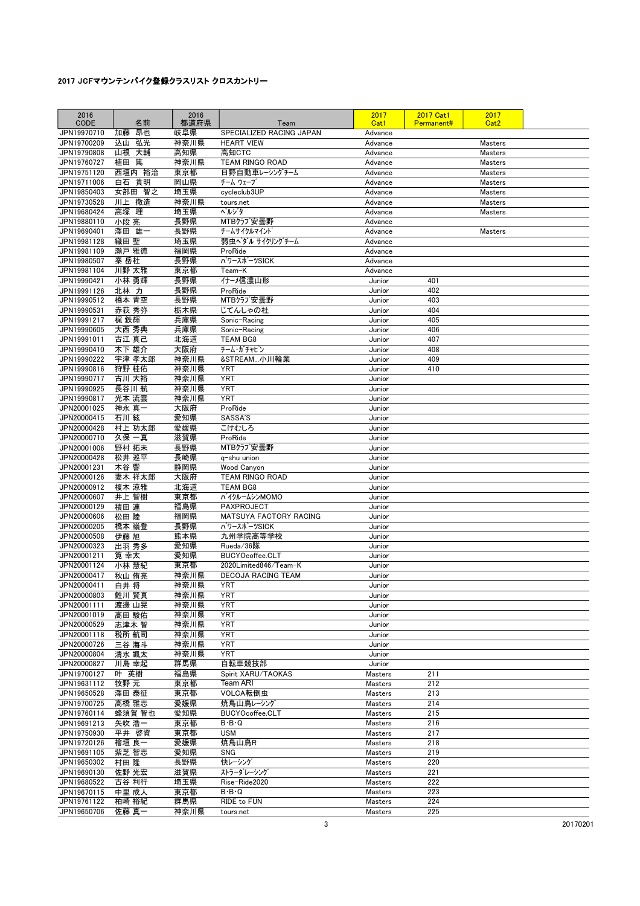### 2017 JCFマウンテンバイク登録クラスリスト クロスカントリー

| 2016 CODE | 名前 | 2016 都道府県 | Team | 2017 Cat1 | 2017 Cat1 Permanent# | 2017 Cat2 |
|---|---|---|---|---|---|---|
| JPN19970710 | 加藤 昂也 | 岐阜県 | SPECIALIZED RACING JAPAN | Advance | | |
| JPN19700209 | 込山 弘光 | 神奈川県 | HEART VIEW | Advance | | Masters |
| JPN19790808 | 山根 大輔 | 高知県 | 高知CTC | Advance | | Masters |
| JPN19760727 | 植田 篤 | 神奈川県 | TEAM RINGO ROAD | Advance | | Masters |
| JPN19751120 | 西垣内 裕治 | 東京都 | 日野自動車ﾚｰｼﾝｸﾞﾁｰﾑ | Advance | | Masters |
| JPN19711006 | 白石 貴明 | 岡山県 | ﾁｰﾑ ｳｪｰﾌﾞ | Advance | | Masters |
| JPN19850403 | 女部田 智之 | 埼玉県 | cycleclub3UP | Advance | | Masters |
| JPN19730528 | 川上 徹造 | 神奈川県 | tours.net | Advance | | Masters |
| JPN19680424 | 高塚 理 | 埼玉県 | ﾍﾟﾙｼﾞﾀ | Advance | | Masters |
| JPN19880110 | 小段 亮 | 長野県 | MTBｸﾗﾌﾞ安曇野 | Advance | | |
| JPN19690401 | 澤田 雄一 | 長野県 | ﾁｰﾑｻｲｸﾙﾏｲﾝﾄﾞ | Advance | | Masters |
| JPN19981128 | 織田 聖 | 埼玉県 | 弱虫ﾍﾟﾀﾞﾙ ｻｲｸﾘﾝｸﾞﾁｰﾑ | Advance | | |
| JPN19981109 | 瀬戸 雅徳 | 福岡県 | ProRide | Advance | | |
| JPN19980507 | 秦 岳杜 | 長野県 | ﾊﾟﾜｰｽﾎﾟｰﾂSICK | Advance | | |
| JPN19981104 | 川野 太雅 | 東京都 | Team-K | Advance | | |
| JPN19990421 | 小林 勇輝 | 長野県 | ｲﾅｰﾒ信濃山形 | Junior | 401 | |
| JPN19991126 | 北林 力 | 長野県 | ProRide | Junior | 402 | |
| JPN19990512 | 橋本 青空 | 長野県 | MTBｸﾗﾌﾞ安曇野 | Junior | 403 | |
| JPN19990531 | 赤荻 秀弥 | 栃木県 | じてんしゃの杜 | Junior | 404 | |
| JPN19991217 | 梶 鉄輝 | 兵庫県 | Sonic-Racing | Junior | 405 | |
| JPN19990605 | 大西 秀典 | 兵庫県 | Sonic-Racing | Junior | 406 | |
| JPN19991011 | 古江 真己 | 北海道 | TEAM BG8 | Junior | 407 | |
| JPN19990410 | 木下 雄介 | 大阪府 | ﾁｰﾑ･ｶﾞﾁｬﾋﾟﾝ | Junior | 408 | |
| JPN19990222 | 宇津 孝太郎 | 神奈川県 | &STREAM…小川輪業 | Junior | 409 | |
| JPN19990816 | 狩野 桂佑 | 神奈川県 | YRT | Junior | 410 | |
| JPN19990717 | 古川 大裕 | 神奈川県 | YRT | Junior | | |
| JPN19990925 | 長谷川 航 | 神奈川県 | YRT | Junior | | |
| JPN19990817 | 光本 流雲 | 神奈川県 | YRT | Junior | | |
| JPN20001025 | 神永 真一 | 大阪府 | ProRide | Junior | | |
| JPN20000415 | 石川 紘 | 愛知県 | SASSA'S | Junior | | |
| JPN20000428 | 村上 功太郎 | 愛媛県 | こけむしろ | Junior | | |
| JPN20000710 | 久保 一真 | 滋賀県 | ProRide | Junior | | |
| JPN20001006 | 野村 拓未 | 長野県 | MTBｸﾗﾌﾞ安曇野 | Junior | | |
| JPN20000428 | 松井 巡平 | 長崎県 | q-shu union | Junior | | |
| JPN20001231 | 木谷 響 | 静岡県 | Wood Canyon | Junior | | |
| JPN20000126 | 妻木 祥太郎 | 大阪府 | TEAM RINGO ROAD | Junior | | |
| JPN20000912 | 榎木 涼雅 | 北海道 | TEAM BG8 | Junior | | |
| JPN20000607 | 井上 智樹 | 東京都 | ﾊﾞｲｸﾙｰﾑｼﾝMOMO | Junior | | |
| JPN20000129 | 積田 連 | 福島県 | PAXPROJECT | Junior | | |
| JPN20000606 | 松田 陸 | 福岡県 | MATSUYA FACTORY RACING | Junior | | |
| JPN20000205 | 橋本 嶺登 | 長野県 | ﾊﾟﾜｰｽﾎﾟｰﾂSICK | Junior | | |
| JPN20000508 | 伊藤 旭 | 熊本県 | 九州学院高等学校 | Junior | | |
| JPN20000323 | 出羽 秀多 | 愛知県 | Rueda/36隊 | Junior | | |
| JPN20001211 | 筧 幸太 | 愛知県 | BUCYOcoffee.CLT | Junior | | |
| JPN20001124 | 小林 慧紀 | 東京都 | 2020Limited846/Team-K | Junior | | |
| JPN20000417 | 秋山 侑亮 | 神奈川県 | DECOJA RACING TEAM | Junior | | |
| JPN20000411 | 白井 将 | 神奈川県 | YRT | Junior | | |
| JPN20000803 | 鮏川 賢真 | 神奈川県 | YRT | Junior | | |
| JPN20001111 | 渡邊 山晃 | 神奈川県 | YRT | Junior | | |
| JPN20001019 | 高田 駿佑 | 神奈川県 | YRT | Junior | | |
| JPN20000529 | 志津木 智 | 神奈川県 | YRT | Junior | | |
| JPN20001118 | 税所 航司 | 神奈川県 | YRT | Junior | | |
| JPN20000726 | 三谷 海斗 | 神奈川県 | YRT | Junior | | |
| JPN20000804 | 清水 颯太 | 神奈川県 | YRT | Junior | | |
| JPN20000827 | 川島 幸起 | 群馬県 | 自転車競技部 | Junior | | |
| JPN19700127 | 叶 英樹 | 福島県 | Spirit XARU/TAOKAS | Masters | 211 | |
| JPN19631112 | 牧野 元 | 東京都 | Team ARI | Masters | 212 | |
| JPN19650528 | 澤田 泰征 | 東京都 | VOLCA転倒虫 | Masters | 213 | |
| JPN19700725 | 高橋 雅志 | 愛媛県 | 焼鳥山鳥ﾚｰｼﾝｸﾞ | Masters | 214 | |
| JPN19760114 | 蜂須賀 智也 | 愛知県 | BUCYOcoffee.CLT | Masters | 215 | |
| JPN19691213 | 矢吹 浩一 | 東京都 | B･B･Q | Masters | 216 | |
| JPN19750930 | 平井 啓資 | 東京都 | USM | Masters | 217 | |
| JPN19720126 | 檜垣 良一 | 愛媛県 | 焼鳥山鳥R | Masters | 218 | |
| JPN19691105 | 紫芝 智志 | 愛知県 | SNG | Masters | 219 | |
| JPN19650302 | 村田 隆 | 長野県 | 快ﾚｰｼﾝｸﾞ | Masters | 220 | |
| JPN19690130 | 佐野 光宏 | 滋賀県 | ｽﾄﾗｰﾀﾞﾚｰｼﾝｸﾞ | Masters | 221 | |
| JPN19680522 | 古谷 利行 | 埼玉県 | Rise-Ride2020 | Masters | 222 | |
| JPN19670115 | 中里 成人 | 東京都 | B･B･Q | Masters | 223 | |
| JPN19761122 | 柏崎 裕紀 | 群馬県 | RIDE to FUN | Masters | 224 | |
| JPN19650706 | 佐藤 真一 | 神奈川県 | tours.net | Masters | 225 | |

20170201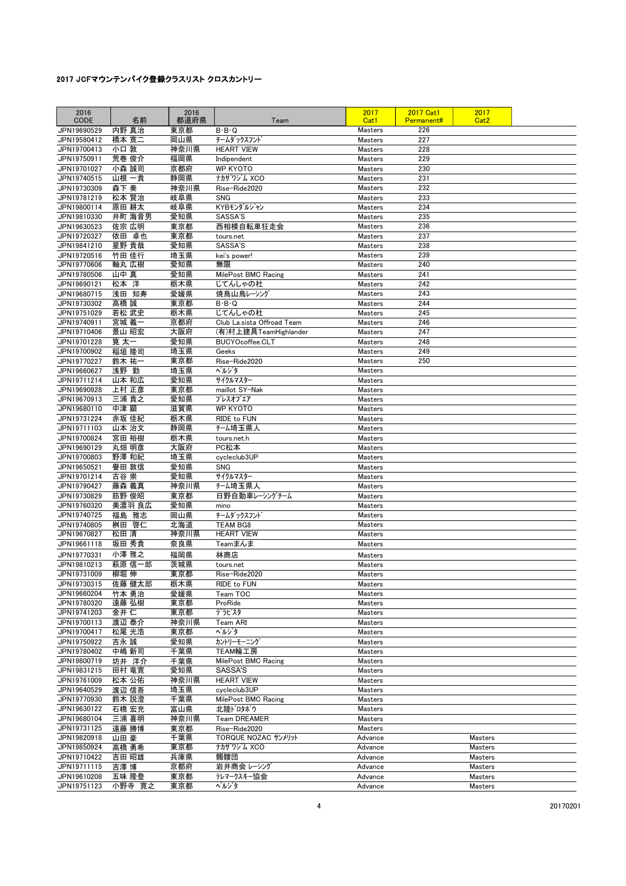## 2017 JCFマウンテンバイク登録クラスリスト クロスカントリー

| 2016 CODE | 名前 | 2016 都道府県 | Team | 2017 Cat1 | 2017 Cat1 Permanent# | 2017 Cat2 |
|---|---|---|---|---|---|---|
| JPN19690529 | 内野 真治 | 東京都 | B･B･Q | Masters | 226 | |
| JPN19580412 | 橋本 寛二 | 岡山県 | チームﾀﾞｯｸｽﾌﾝﾄﾞ | Masters | 227 | |
| JPN19700413 | 小口 敦 | 神奈川県 | HEART VIEW | Masters | 228 | |
| JPN19750911 | 荒巻 俊介 | 福岡県 | Indipendent | Masters | 229 | |
| JPN19701027 | 小森 誠司 | 京都府 | WP KYOTO | Masters | 230 | |
| JPN19740515 | 山根 一貴 | 静岡県 | ﾅｶｻﾞﾜｼﾞﾑ XCO | Masters | 231 | |
| JPN19730309 | 森下 奏 | 神奈川県 | Rise-Ride2020 | Masters | 232 | |
| JPN19781219 | 松本 賢治 | 岐阜県 | SNG | Masters | 233 | |
| JPN19800114 | 原田 耕太 | 岐阜県 | KYBﾓﾝﾀﾞﾙｼﾞｬﾝ | Masters | 234 | |
| JPN19810330 | 井町 海音男 | 愛知県 | SASSA'S | Masters | 235 | |
| JPN19630523 | 佐宗 広明 | 東京都 | 西相模自転車狂走会 | Masters | 236 | |
| JPN19720327 | 依田 卓也 | 東京都 | tours.net | Masters | 237 | |
| JPN19841210 | 星野 貴哉 | 愛知県 | SASSA'S | Masters | 238 | |
| JPN19720516 | 竹田 佳行 | 埼玉県 | kei's power! | Masters | 239 | |
| JPN19770606 | 輪丸 広樹 | 愛知県 | 無限 | Masters | 240 | |
| JPN19780506 | 山中 真 | 愛知県 | MilePost BMC Racing | Masters | 241 | |
| JPN19690121 | 松本 洋 | 栃木県 | じてんしゃの杜 | Masters | 242 | |
| JPN19680715 | 浅田 知寿 | 愛媛県 | 焼鳥山鳥ﾚｰｼﾝｸﾞ | Masters | 243 | |
| JPN19730302 | 高橋 誠 | 東京都 | B･B･Q | Masters | 244 | |
| JPN19751029 | 若松 武史 | 栃木県 | じてんしゃの杜 | Masters | 245 | |
| JPN19740911 | 宮城 義一 | 京都府 | Club La.sista Offroad Team | Masters | 246 | |
| JPN19710406 | 景山 昭宏 | 大阪府 | (有)村上建具TeamHighlander | Masters | 247 | |
| JPN19701228 | 筧 太一 | 愛知県 | BUCYOcoffee.CLT | Masters | 248 | |
| JPN19700902 | 稲垣 隆司 | 埼玉県 | Geeks | Masters | 249 | |
| JPN19770227 | 鈴木 祐一 | 東京都 | Rise-Ride2020 | Masters | 250 | |
| JPN19660627 | 浅野 勤 | 埼玉県 | ﾍﾟﾙｼﾞﾀ | Masters | | |
| JPN19711214 | 山本 和広 | 愛知県 | ｻｲｸﾙﾏｽﾀｰ | Masters | | |
| JPN19690928 | 上村 正彦 | 東京都 | maillot SY-Nak | Masters | | |
| JPN19670913 | 三浦 貴之 | 愛知県 | ﾌﾟﾚｽｵﾌﾞｴｱ | Masters | | |
| JPN19680110 | 中津 顕 | 滋賀県 | WP KYOTO | Masters | | |
| JPN19731224 | 赤坂 佳紀 | 栃木県 | RIDE to FUN | Masters | | |
| JPN19711103 | 山本 治文 | 静岡県 | チーム埼玉県人 | Masters | | |
| JPN19700824 | 宮田 裕樹 | 栃木県 | tours.net.h | Masters | | |
| JPN19690129 | 丸畑 明彦 | 大阪府 | PC松本 | Masters | | |
| JPN19700803 | 野澤 和紀 | 埼玉県 | cycleclub3UP | Masters | | |
| JPN19650521 | 譽田 敦信 | 愛知県 | SNG | Masters | | |
| JPN19701214 | 古谷 崇 | 愛知県 | ｻｲｸﾙﾏｽﾀｰ | Masters | | |
| JPN19790427 | 藤森 義真 | 神奈川県 | チーム埼玉県人 | Masters | | |
| JPN19730829 | 筋野 俊昭 | 東京都 | 日野自動車ﾚｰｼﾝｸﾞﾁｰﾑ | Masters | | |
| JPN19760320 | 美濃羽 良広 | 愛知県 | mino | Masters | | |
| JPN19740725 | 福島 雅志 | 岡山県 | チームﾀﾞｯｸｽﾌﾝﾄﾞ | Masters | | |
| JPN19740805 | 桝田 啓仁 | 北海道 | TEAM BG8 | Masters | | |
| JPN19670827 | 松田 清 | 神奈川県 | HEART VIEW | Masters | | |
| JPN19661118 | 坂田 秀貴 | 奈良県 | Teamまんま | Masters | | |
| JPN19770331 | 小澤 雅之 | 福岡県 | 林商店 | Masters | | |
| JPN19810213 | 萩原 信一郎 | 茨城県 | tours.net | Masters | | |
| JPN19731009 | 柳堀 伸 | 東京都 | Rise-Ride2020 | Masters | | |
| JPN19730315 | 佐藤 健太郎 | 栃木県 | RIDE to FUN | Masters | | |
| JPN19660204 | 竹本 勇治 | 愛媛県 | Team TOC | Masters | | |
| JPN19780320 | 遠藤 弘樹 | 東京都 | ProRide | Masters | | |
| JPN19741203 | 金井 仁 | 東京都 | ﾃﾞﾗﾋﾞｽﾀ | Masters | | |
| JPN19700113 | 渡辺 泰介 | 神奈川県 | Team ARI | Masters | | |
| JPN19700417 | 松尾 光浩 | 東京都 | ﾍﾟﾙｼﾞﾀ | Masters | | |
| JPN19750922 | 吉永 誠 | 愛知県 | ｶﾝﾄﾘｰﾓｰﾆﾝｸﾞ | Masters | | |
| JPN19780402 | 中嶋 新司 | 千葉県 | TEAM輪工房 | Masters | | |
| JPN19800719 | 坊井 洋介 | 千葉県 | MilePost BMC Racing | Masters | | |
| JPN19831215 | 田村 竜寛 | 愛知県 | SASSA'S | Masters | | |
| JPN19761009 | 松本 公佑 | 神奈川県 | HEART VIEW | Masters | | |
| JPN19640529 | 渡辺 信吾 | 埼玉県 | cycleclub3UP | Masters | | |
| JPN19770930 | 鈴木 説澄 | 千葉県 | MilePost BMC Racing | Masters | | |
| JPN19630122 | 石橋 宏充 | 富山県 | 北陸ﾄﾞﾛﾀﾎﾞｳ | Masters | | |
| JPN19680104 | 三浦 喜明 | 神奈川県 | Team DREAMER | Masters | | |
| JPN19731125 | 遠藤 勝博 | 東京都 | Rise-Ride2020 | Masters | | |
| JPN19820918 | 山田 豪 | 千葉県 | TORQUE NOZAC ｻﾝﾒﾘｯﾄ | Advance | | Masters |
| JPN19850924 | 高橋 勇希 | 東京都 | ﾅｶｻﾞﾜｼﾞﾑ XCO | Advance | | Masters |
| JPN19710422 | 吉田 昭雄 | 兵庫県 | 髑髏団 | Advance | | Masters |
| JPN19711115 | 吉澤 博 | 京都府 | 岩井商会 ﾚｰｼﾝｸﾞ | Advance | | Masters |
| JPN19610208 | 五味 隆登 | 東京都 | ﾃﾚﾏｰｸｽｷｰ協会 | Advance | | Masters |
| JPN19751123 | 小野寺 寛之 | 東京都 | ﾍﾟﾙｼﾞﾀ | Advance | | Masters |

20170201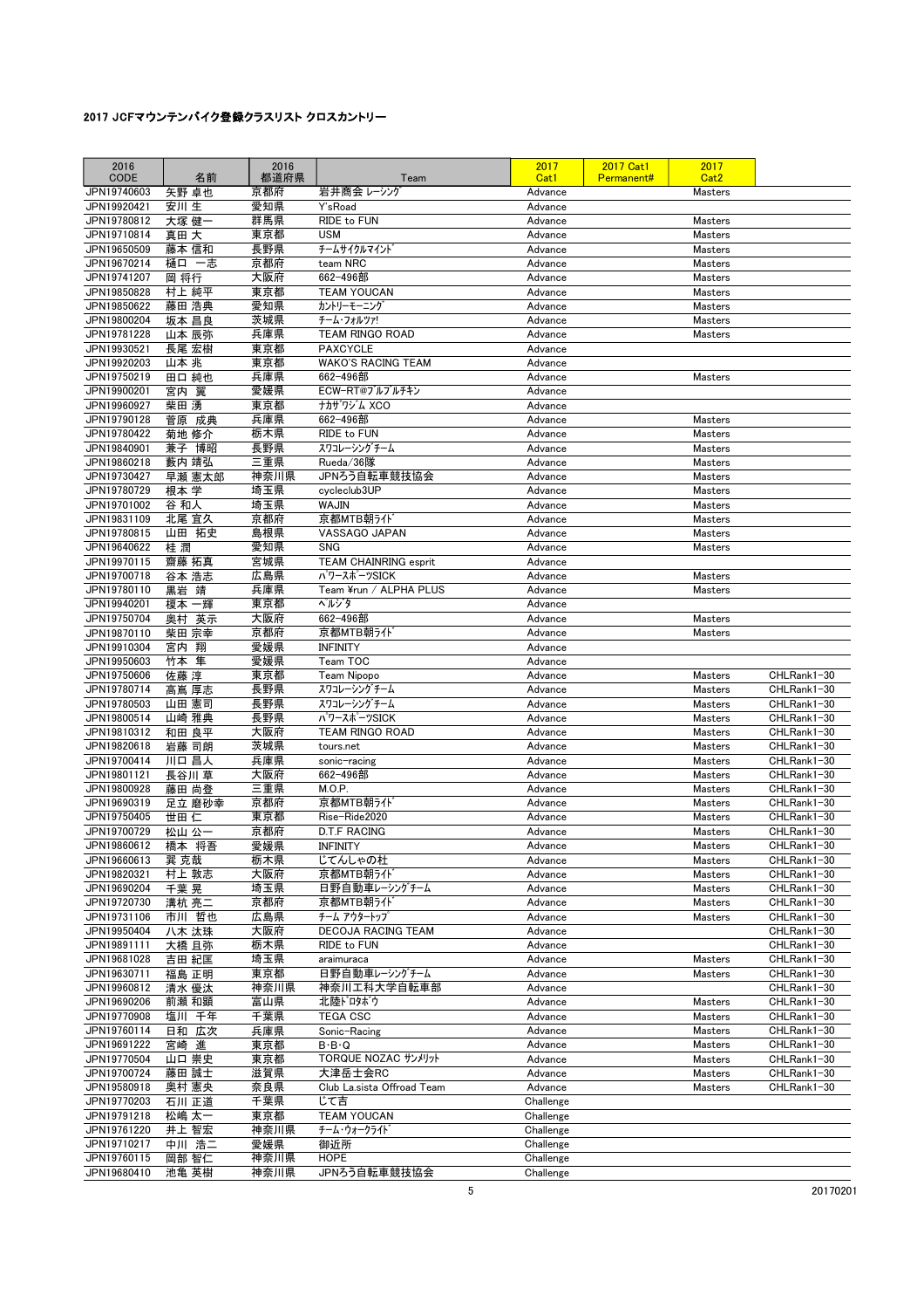## 2017 JCFマウンテンバイク登録クラスリスト クロスカントリー

| 2016 CODE | 名前 | 2016 都道府県 | Team | 2017 Cat1 | 2017 Cat1 Permanent# | 2017 Cat2 | |
|---|---|---|---|---|---|---|---|
| JPN19740603 | 矢野 卓也 | 京都府 | 岩井商会 レーシング | Advance | | Masters | |
| JPN19920421 | 安川 生 | 愛知県 | Y'sRoad | Advance | | | |
| JPN19780812 | 大塚 健一 | 群馬県 | RIDE to FUN | Advance | | Masters | |
| JPN19710814 | 真田 大 | 東京都 | USM | Advance | | Masters | |
| JPN19650509 | 藤本 信和 | 長野県 | ﾁｰﾑｻｲｸﾙﾏｲﾝﾄﾞ | Advance | | Masters | |
| JPN19670214 | 樋口 一志 | 京都府 | team NRC | Advance | | Masters | |
| JPN19741207 | 岡 将行 | 大阪府 | 662-496部 | Advance | | Masters | |
| JPN19850828 | 村上 純平 | 東京都 | TEAM YOUCAN | Advance | | Masters | |
| JPN19850622 | 藤田 浩典 | 愛知県 | ｶﾝﾄﾘｰﾓｰﾆﾝｸﾞ | Advance | | Masters | |
| JPN19800204 | 坂本 昌良 | 茨城県 | ﾁｰﾑ･ﾌｫﾙﾂｧ! | Advance | | Masters | |
| JPN19781228 | 山本 辰弥 | 兵庫県 | TEAM RINGO ROAD | Advance | | Masters | |
| JPN19930521 | 長尾 宏樹 | 東京都 | PAXCYCLE | Advance | | | |
| JPN19920203 | 山本 兆 | 東京都 | WAKO'S RACING TEAM | Advance | | | |
| JPN19750219 | 田口 純也 | 兵庫県 | 662-496部 | Advance | | Masters | |
| JPN19900201 | 宮内 翼 | 愛媛県 | ECW-RT@ﾌﾞﾙﾌﾞﾙﾁｷﾝ | Advance | | | |
| JPN19960927 | 柴田 湧 | 東京都 | ﾅｶｻﾞﾜｼﾞﾑ XCO | Advance | | | |
| JPN19790128 | 菅原 成典 | 兵庫県 | 662-496部 | Advance | | Masters | |
| JPN19780422 | 菊地 修介 | 栃木県 | RIDE to FUN | Advance | | Masters | |
| JPN19840901 | 兼子 博昭 | 長野県 | ｽﾜｺﾚｰｼﾝｸﾞﾁｰﾑ | Advance | | Masters | |
| JPN19860218 | 藪内 靖弘 | 三重県 | Rueda/36隊 | Advance | | Masters | |
| JPN19730427 | 早瀬 憲太郎 | 神奈川県 | JPNろう自転車競技協会 | Advance | | Masters | |
| JPN19780729 | 根本 学 | 埼玉県 | cycleclub3UP | Advance | | Masters | |
| JPN19701002 | 谷 和人 | 埼玉県 | WAJIN | Advance | | Masters | |
| JPN19831109 | 北尾 宜久 | 京都府 | 京都MTB朝ﾗｲﾄﾞ | Advance | | Masters | |
| JPN19780815 | 山田 拓史 | 島根県 | VASSAGO JAPAN | Advance | | Masters | |
| JPN19640622 | 桂 潤 | 愛知県 | SNG | Advance | | Masters | |
| JPN19970115 | 齋藤 拓真 | 宮城県 | TEAM CHAINRING esprit | Advance | | | |
| JPN19700718 | 谷本 浩志 | 広島県 | ﾊﾟﾜｰｽﾎﾟｰﾂSICK | Advance | | Masters | |
| JPN19780110 | 黒岩 靖 | 兵庫県 | Team ¥run / ALPHA PLUS | Advance | | Masters | |
| JPN19940201 | 榎本 一輝 | 東京都 | ﾍﾙｼﾀ | Advance | | | |
| JPN19750704 | 奥村 英示 | 大阪府 | 662-496部 | Advance | | Masters | |
| JPN19870110 | 柴田 宗幸 | 京都府 | 京都MTB朝ﾗｲﾄﾞ | Advance | | Masters | |
| JPN19910304 | 宮内 翔 | 愛媛県 | INFINITY | Advance | | | |
| JPN19950603 | 竹本 隼 | 愛媛県 | Team TOC | Advance | | | |
| JPN19750606 | 佐藤 淳 | 東京都 | Team Nipopo | Advance | | Masters | CHLRank1-30 |
| JPN19780714 | 高嶌 厚志 | 長野県 | ｽﾜｺﾚｰｼﾝｸﾞﾁｰﾑ | Advance | | Masters | CHLRank1-30 |
| JPN19780503 | 山田 憲司 | 長野県 | ｽﾜｺﾚｰｼﾝｸﾞﾁｰﾑ | Advance | | Masters | CHLRank1-30 |
| JPN19800514 | 山崎 雅典 | 長野県 | ﾊﾟﾜｰｽﾎﾟｰﾂSICK | Advance | | Masters | CHLRank1-30 |
| JPN19810312 | 和田 良平 | 大阪府 | TEAM RINGO ROAD | Advance | | Masters | CHLRank1-30 |
| JPN19820618 | 岩藤 司朗 | 茨城県 | tours.net | Advance | | Masters | CHLRank1-30 |
| JPN19700414 | 川口 昌人 | 兵庫県 | sonic-racing | Advance | | Masters | CHLRank1-30 |
| JPN19801121 | 長谷川 草 | 大阪府 | 662-496部 | Advance | | Masters | CHLRank1-30 |
| JPN19800928 | 藤田 尚登 | 三重県 | M.O.P. | Advance | | Masters | CHLRank1-30 |
| JPN19690319 | 足立 磨砂幸 | 京都府 | 京都MTB朝ﾗｲﾄﾞ | Advance | | Masters | CHLRank1-30 |
| JPN19750405 | 世田 仁 | 東京都 | Rise-Ride2020 | Advance | | Masters | CHLRank1-30 |
| JPN19700729 | 松山 公一 | 京都府 | D.T.F RACING | Advance | | Masters | CHLRank1-30 |
| JPN19860612 | 橋本 将吾 | 愛媛県 | INFINITY | Advance | | Masters | CHLRank1-30 |
| JPN19660613 | 巽 克哉 | 栃木県 | じてんしゃの杜 | Advance | | Masters | CHLRank1-30 |
| JPN19820321 | 村上 敦志 | 大阪府 | 京都MTB朝ﾗｲﾄﾞ | Advance | | Masters | CHLRank1-30 |
| JPN19690204 | 千葉 晃 | 埼玉県 | 日野自動車ﾚｰｼﾝｸﾞﾁｰﾑ | Advance | | Masters | CHLRank1-30 |
| JPN19720730 | 溝杭 亮二 | 京都府 | 京都MTB朝ﾗｲﾄﾞ | Advance | | Masters | CHLRank1-30 |
| JPN19731106 | 市川 哲也 | 広島県 | ﾁｰﾑ ｱｳﾀｰﾄｯﾌﾟ | Advance | | Masters | CHLRank1-30 |
| JPN19950404 | 八木 汰珠 | 大阪府 | DECOJA RACING TEAM | Advance | | | CHLRank1-30 |
| JPN19891111 | 大橋 且弥 | 栃木県 | RIDE to FUN | Advance | | | CHLRank1-30 |
| JPN19681028 | 吉田 紀匡 | 埼玉県 | araimuraca | Advance | | Masters | CHLRank1-30 |
| JPN19630711 | 福島 正明 | 東京都 | 日野自動車ﾚｰｼﾝｸﾞﾁｰﾑ | Advance | | Masters | CHLRank1-30 |
| JPN19960812 | 清水 優汰 | 神奈川県 | 神奈川工科大学自転車部 | Advance | | | CHLRank1-30 |
| JPN19690206 | 前瀬 和顕 | 富山県 | 北陸ﾄﾞﾛﾀﾎﾞｳ | Advance | | Masters | CHLRank1-30 |
| JPN19770908 | 塩川 千年 | 千葉県 | TEGA CSC | Advance | | Masters | CHLRank1-30 |
| JPN19760114 | 日和 広次 | 兵庫県 | Sonic-Racing | Advance | | Masters | CHLRank1-30 |
| JPN19691222 | 宮崎 進 | 東京都 | B･B･Q | Advance | | Masters | CHLRank1-30 |
| JPN19770504 | 山口 崇史 | 東京都 | TORQUE NOZAC ｻﾝﾒﾘｯﾄ | Advance | | Masters | CHLRank1-30 |
| JPN19700724 | 藤田 誠士 | 滋賀県 | 大津岳士会RC | Advance | | Masters | CHLRank1-30 |
| JPN19580918 | 奥村 憲央 | 奈良県 | Club La.sista Offroad Team | Advance | | Masters | CHLRank1-30 |
| JPN19770203 | 石川 正道 | 千葉県 | じて吉 | Challenge | | | |
| JPN19791218 | 松嶋 太一 | 東京都 | TEAM YOUCAN | Challenge | | | |
| JPN19761220 | 井上 智宏 | 神奈川県 | ﾁｰﾑ･ｳｫｰｸﾗｲﾄﾞ | Challenge | | | |
| JPN19710217 | 中川 浩二 | 愛媛県 | 御近所 | Challenge | | | |
| JPN19760115 | 岡部 智仁 | 神奈川県 | HOPE | Challenge | | | |
| JPN19680410 | 池亀 英樹 | 神奈川県 | JPNろう自転車競技協会 | Challenge | | | |

20170201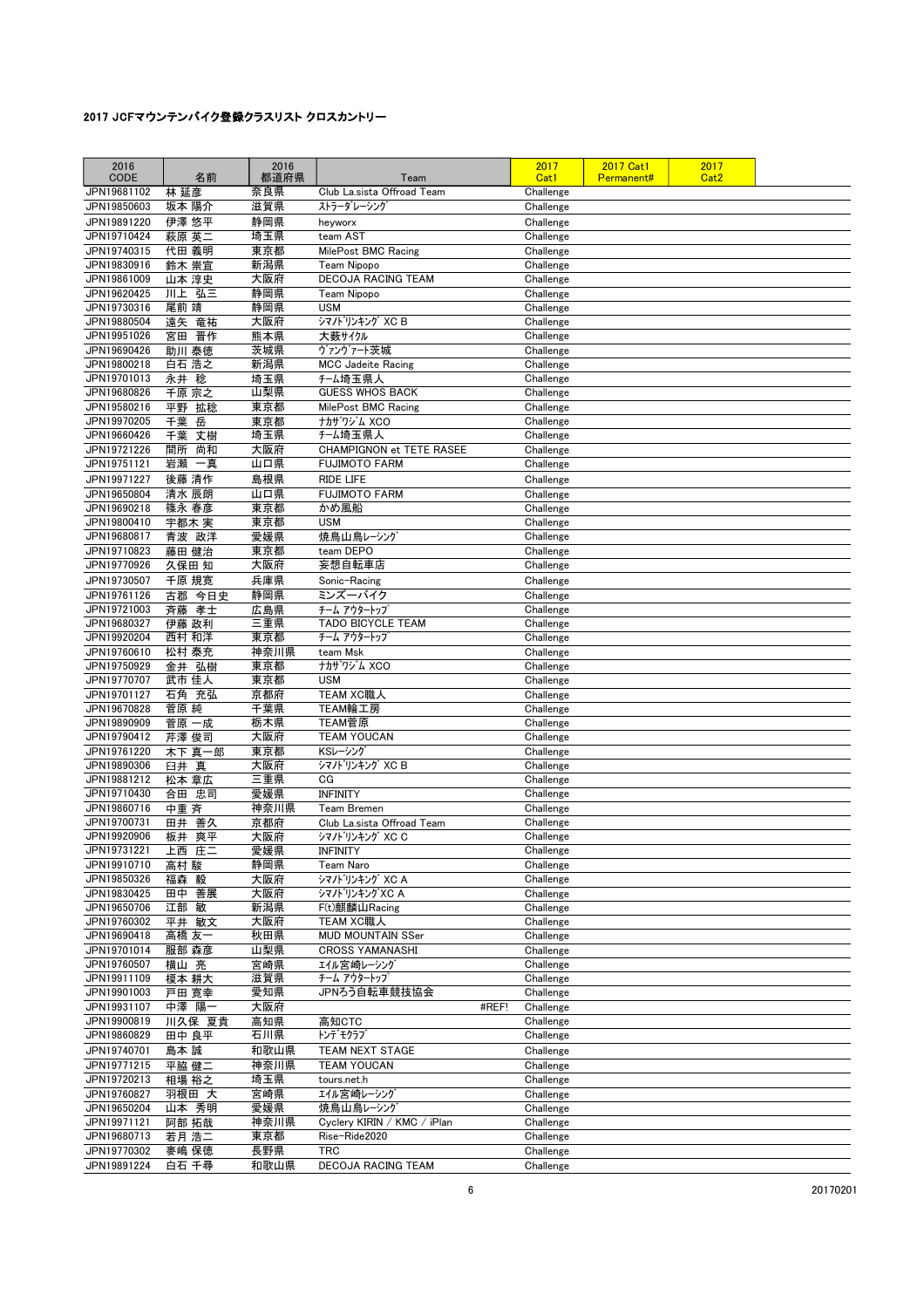### 2017 JCFマウンテンバイク登録クラスリスト クロスカントリー

| 2016 CODE | 名前 | 2016 都道府県 | Team | 2017 Cat1 | 2017 Cat1 Permanent# | 2017 Cat2 |
|---|---|---|---|---|---|---|
| JPN19681102 | 林 延彦 | 奈良県 | Club La.sista Offroad Team | Challenge | | |
| JPN19850603 | 坂本 陽介 | 滋賀県 | ｽﾄﾗｰﾀﾞﾚｰｼﾝｸﾞ | Challenge | | |
| JPN19891220 | 伊澤 悠平 | 静岡県 | heyworx | Challenge | | |
| JPN19710424 | 萩原 英二 | 埼玉県 | team AST | Challenge | | |
| JPN19740315 | 代田 義明 | 東京都 | MilePost BMC Racing | Challenge | | |
| JPN19830916 | 鈴木 崇宜 | 新潟県 | Team Nipopo | Challenge | | |
| JPN19861009 | 山本 淳史 | 大阪府 | DECOJA RACING TEAM | Challenge | | |
| JPN19620425 | 川上 弘三 | 静岡県 | Team Nipopo | Challenge | | |
| JPN19730316 | 尾前 靖 | 静岡県 | USM | Challenge | | |
| JPN19880504 | 遠矢 竜祐 | 大阪府 | ｼﾏﾉﾄﾞﾘﾝｷﾝｸﾞ XC B | Challenge | | |
| JPN19951026 | 宮田 晋作 | 熊本県 | 大薮ｻｲｸﾙ | Challenge | | |
| JPN19690426 | 助川 泰徳 | 茨城県 | ｳﾞｧﾝｸﾞｰﾄﾞ茨城 | Challenge | | |
| JPN19800218 | 白石 浩之 | 新潟県 | MCC Jadeite Racing | Challenge | | |
| JPN19701013 | 永井 稔 | 埼玉県 | ﾁｰﾑ埼玉県人 | Challenge | | |
| JPN19680826 | 千原 宗之 | 山梨県 | GUESS WHOS BACK | Challenge | | |
| JPN19580216 | 平野 拡稔 | 東京都 | MilePost BMC Racing | Challenge | | |
| JPN19970205 | 千葉 岳 | 東京都 | ﾅｶｻﾞﾜｼﾞﾑ XCO | Challenge | | |
| JPN19660426 | 千葉 丈樹 | 埼玉県 | ﾁｰﾑ埼玉県人 | Challenge | | |
| JPN19721226 | 間所 尚和 | 大阪府 | CHAMPIGNON et TETE RASEE | Challenge | | |
| JPN19751121 | 岩瀬 一真 | 山口県 | FUJIMOTO FARM | Challenge | | |
| JPN19971227 | 後藤 清作 | 島根県 | RIDE LIFE | Challenge | | |
| JPN19650804 | 清水 辰朗 | 山口県 | FUJIMOTO FARM | Challenge | | |
| JPN19690218 | 篠永 春彦 | 東京都 | かめ風船 | Challenge | | |
| JPN19800410 | 宇都木 実 | 東京都 | USM | Challenge | | |
| JPN19680817 | 青波 政洋 | 愛媛県 | 焼鳥山鳥ﾚｰｼﾝｸﾞ | Challenge | | |
| JPN19710823 | 藤田 健治 | 東京都 | team DEPO | Challenge | | |
| JPN19770926 | 久保田 知 | 大阪府 | 妄想自転車店 | Challenge | | |
| JPN19730507 | 千原 規寛 | 兵庫県 | Sonic-Racing | Challenge | | |
| JPN19761126 | 古郡 今日史 | 静岡県 | ミンズーバイク | Challenge | | |
| JPN19721003 | 斉藤 孝士 | 広島県 | ﾁｰﾑ ｱｳﾀｰﾄｯﾌﾟ | Challenge | | |
| JPN19680327 | 伊藤 政利 | 三重県 | TADO BICYCLE TEAM | Challenge | | |
| JPN19920204 | 西村 和洋 | 東京都 | ﾁｰﾑ ｱｳﾀｰﾄｯﾌﾟ | Challenge | | |
| JPN19760610 | 松村 泰充 | 神奈川県 | team Msk | Challenge | | |
| JPN19750929 | 金井 弘樹 | 東京都 | ﾅｶｻﾞﾜｼﾞﾑ XCO | Challenge | | |
| JPN19770707 | 武市 佳人 | 東京都 | USM | Challenge | | |
| JPN19701127 | 石角 充弘 | 京都府 | TEAM XC職人 | Challenge | | |
| JPN19670828 | 菅原 純 | 千葉県 | TEAM輪工房 | Challenge | | |
| JPN19890909 | 菅原 一成 | 栃木県 | TEAM菅原 | Challenge | | |
| JPN19790412 | 芹澤 俊司 | 大阪府 | TEAM YOUCAN | Challenge | | |
| JPN19761220 | 木下 真一郎 | 東京都 | KSﾚｰｼﾝｸﾞ | Challenge | | |
| JPN19890306 | 臼井 真 | 大阪府 | ｼﾏﾉﾄﾞﾘﾝｷﾝｸﾞ XC B | Challenge | | |
| JPN19881212 | 松本 章広 | 三重県 | CG | Challenge | | |
| JPN19710430 | 合田 忠司 | 愛媛県 | INFINITY | Challenge | | |
| JPN19860716 | 中重 斉 | 神奈川県 | Team Bremen | Challenge | | |
| JPN19700731 | 田井 善久 | 京都府 | Club La.sista Offroad Team | Challenge | | |
| JPN19920906 | 板井 爽平 | 大阪府 | ｼﾏﾉﾄﾞﾘﾝｷﾝｸﾞ XC C | Challenge | | |
| JPN19731221 | 上西 庄二 | 愛媛県 | INFINITY | Challenge | | |
| JPN19910710 | 高村 駿 | 静岡県 | Team Naro | Challenge | | |
| JPN19850326 | 福森 毅 | 大阪府 | ｼﾏﾉﾄﾞﾘﾝｷﾝｸﾞ XC A | Challenge | | |
| JPN19830425 | 田中 善展 | 大阪府 | ｼﾏﾉﾄﾞﾘﾝｷﾝｸﾞXC A | Challenge | | |
| JPN19650706 | 江部 敏 | 新潟県 | F(t)麒麟山Racing | Challenge | | |
| JPN19760302 | 平井 敏文 | 大阪府 | TEAM XC職人 | Challenge | | |
| JPN19690418 | 高橋 友一 | 秋田県 | MUD MOUNTAIN SSer | Challenge | | |
| JPN19701014 | 服部 森彦 | 山梨県 | CROSS YAMANASHI | Challenge | | |
| JPN19760507 | 横山 亮 | 宮崎県 | ｴｲﾙ宮崎ﾚｰｼﾝｸﾞ | Challenge | | |
| JPN19911109 | 榎本 耕大 | 滋賀県 | ﾁｰﾑ ｱｳﾀｰﾄｯﾌﾟ | Challenge | | |
| JPN19901003 | 戸田 寛幸 | 愛知県 | JPNろう自転車競技協会 | Challenge | | |
| JPN19931107 | 中澤 陽一 | 大阪府 | #REF! | Challenge | | |
| JPN19900819 | 川久保 夏貴 | 高知県 | 高知CTC | Challenge | | |
| JPN19860829 | 田中 良平 | 石川県 | ﾄﾝﾃﾞﾓｸﾗﾌﾞ | Challenge | | |
| JPN19740701 | 島本 誠 | 和歌山県 | TEAM NEXT STAGE | Challenge | | |
| JPN19771215 | 平脇 健二 | 神奈川県 | TEAM YOUCAN | Challenge | | |
| JPN19720213 | 相場 裕之 | 埼玉県 | tours.net.h | Challenge | | |
| JPN19760827 | 羽根田 大 | 宮崎県 | ｴｲﾙ宮崎ﾚｰｼﾝｸﾞ | Challenge | | |
| JPN19650204 | 山本 秀明 | 愛媛県 | 焼鳥山鳥ﾚｰｼﾝｸﾞ | Challenge | | |
| JPN19971121 | 阿部 拓哉 | 神奈川県 | Cyclery KIRIN / KMC / iPlan | Challenge | | |
| JPN19680713 | 若月 浩二 | 東京都 | Rise-Ride2020 | Challenge | | |
| JPN19770302 | 麥嶋 保徳 | 長野県 | TRC | Challenge | | |
| JPN19891224 | 白石 千尋 | 和歌山県 | DECOJA RACING TEAM | Challenge | | |

20170201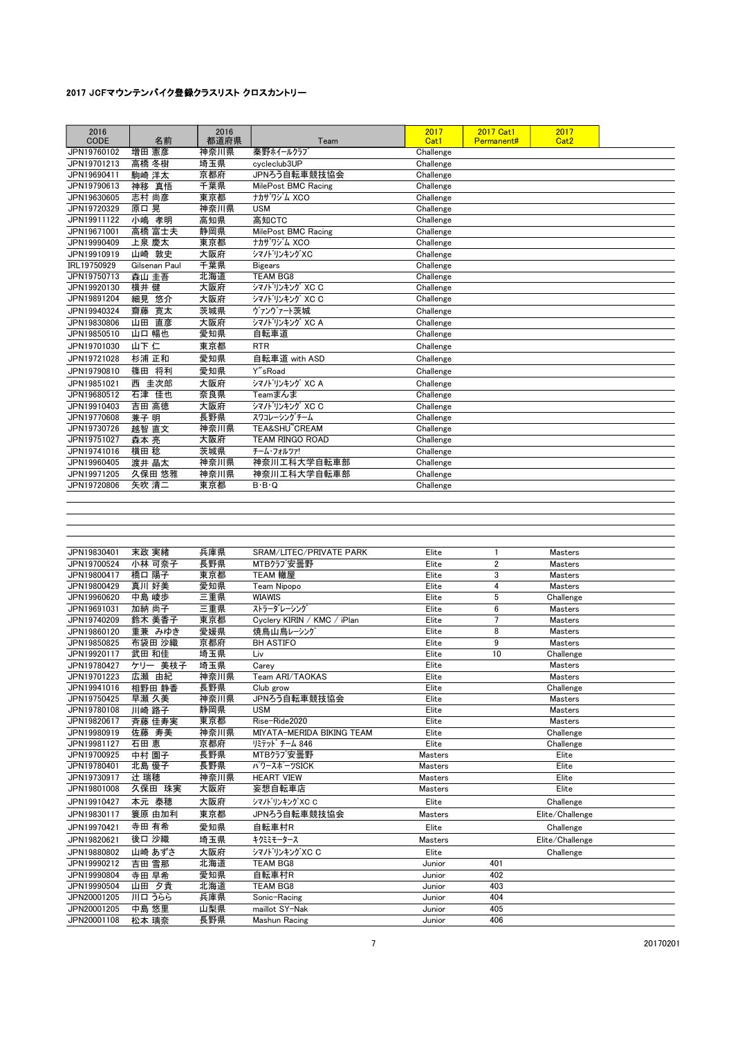# 2017 JCFマウンテンバイク登録クラスリスト クロスカントリー

| 2016 CODE | 名前 | 2016 都道府県 | Team | 2017 Cat1 | 2017 Cat1 Permanent# | 2017 Cat2 |
|---|---|---|---|---|---|---|
| JPN19760102 | 増田 憲彦 | 神奈川県 | 秦野ホイールクラブ | Challenge | | |
| JPN19701213 | 高橋 冬樹 | 埼玉県 | cycleclub3UP | Challenge | | |
| JPN19690411 | 駒崎 洋太 | 京都府 | JPNろう自転車競技協会 | Challenge | | |
| JPN19790613 | 神移 真悟 | 千葉県 | MilePost BMC Racing | Challenge | | |
| JPN19630605 | 志村 尚彦 | 東京都 | ﾅｶｻﾞﾜｼﾞﾑ XCO | Challenge | | |
| JPN19720329 | 原口 晃 | 神奈川県 | USM | Challenge | | |
| JPN19911122 | 小嶋 孝明 | 高知県 | 高知CTC | Challenge | | |
| JPN19671001 | 髙橋 富士夫 | 静岡県 | MilePost BMC Racing | Challenge | | |
| JPN19990409 | 上泉 慶太 | 東京都 | ﾅｶｻﾞﾜｼﾞﾑ XCO | Challenge | | |
| JPN19910919 | 山崎 敦史 | 大阪府 | ｼﾏﾉﾄﾞﾘﾝｷﾝｸﾞXC | Challenge | | |
| IRL19750929 | Gilsenan Paul | 千葉県 | Bigears | Challenge | | |
| JPN19750713 | 森山 圭吾 | 北海道 | TEAM BG8 | Challenge | | |
| JPN19920130 | 横井 健 | 大阪府 | ｼﾏﾉﾄﾞﾘﾝｷﾝｸﾞ XC C | Challenge | | |
| JPN19891204 | 細見 悠介 | 大阪府 | ｼﾏﾉﾄﾞﾘﾝｷﾝｸﾞ XC C | Challenge | | |
| JPN19940324 | 齋藤 寛太 | 茨城県 | ｳﾞｧﾝｸﾞｱｰﾄ茨城 | Challenge | | |
| JPN19830806 | 山田 直彦 | 大阪府 | ｼﾏﾉﾄﾞﾘﾝｷﾝｸﾞ XC A | Challenge | | |
| JPN19850510 | 山口 暢也 | 愛知県 | 自転車道 | Challenge | | |
| JPN19701030 | 山下 仁 | 東京都 | RTR | Challenge | | |
| JPN19721028 | 杉浦 正和 | 愛知県 | 自転車道 with ASD | Challenge | | |
| JPN19790810 | 篠田 将利 | 愛知県 | Y"sRoad | Challenge | | |
| JPN19851021 | 西 圭次郎 | 大阪府 | ｼﾏﾉﾄﾞﾘﾝｷﾝｸﾞ XC A | Challenge | | |
| JPN19680512 | 石津 佳也 | 奈良県 | Teamまんま | Challenge | | |
| JPN19910403 | 吉田 高徳 | 大阪府 | ｼﾏﾉﾄﾞﾘﾝｷﾝｸﾞ XC C | Challenge | | |
| JPN19770608 | 兼子 明 | 長野県 | ｽﾜｺﾚｰｼﾝｸﾞﾁｰﾑ | Challenge | | |
| JPN19730726 | 越智 直文 | 神奈川県 | TEA&SHU"CREAM | Challenge | | |
| JPN19751027 | 森本 亮 | 大阪府 | TEAM RINGO ROAD | Challenge | | |
| JPN19741016 | 横田 稔 | 茨城県 | ﾁｰﾑ･ﾌｫﾙﾂｧ! | Challenge | | |
| JPN19960405 | 渡井 晶太 | 神奈川県 | 神奈川工科大学自転車部 | Challenge | | |
| JPN19971205 | 久保田 悠雅 | 神奈川県 | 神奈川工科大学自転車部 | Challenge | | |
| JPN19720806 | 矢吹 清二 | 東京都 | B･B･Q | Challenge | | |
| JPN19830401 | 末政 実緒 | 兵庫県 | SRAM/LITEC/PRIVATE PARK | Elite | 1 | Masters |
| JPN19700524 | 小林 可奈子 | 長野県 | MTBｸﾗﾌﾞ安曇野 | Elite | 2 | Masters |
| JPN19800417 | 橋口 陽子 | 東京都 | TEAM 轍屋 | Elite | 3 | Masters |
| JPN19800429 | 真川 好美 | 愛知県 | Team Nipopo | Elite | 4 | Masters |
| JPN19960620 | 中島 崚歩 | 三重県 | WIAWIS | Elite | 5 | Challenge |
| JPN19691031 | 加納 尚子 | 三重県 | ｽﾄﾗｰﾀﾞﾚｰｼﾝｸﾞ | Elite | 6 | Masters |
| JPN19740209 | 鈴木 美香子 | 東京都 | Cyclery KIRIN / KMC / iPlan | Elite | 7 | Masters |
| JPN19860120 | 重兼 みゆき | 愛媛県 | 焼鳥山鳥レーシング | Elite | 8 | Masters |
| JPN19850825 | 布袋田 沙織 | 京都府 | BH ASTIFO | Elite | 9 | Masters |
| JPN19920117 | 武田 和佳 | 埼玉県 | Liv | Elite | 10 | Challenge |
| JPN19780427 | ケリー 美枝子 | 埼玉県 | Carey | Elite | | Masters |
| JPN19701223 | 広瀬 由紀 | 神奈川県 | Team ARI/TAOKAS | Elite | | Masters |
| JPN19941016 | 相野田 静香 | 長野県 | Club grow | Elite | | Challenge |
| JPN19750425 | 早瀬 久美 | 神奈川県 | JPNろう自転車競技協会 | Elite | | Masters |
| JPN19780108 | 川崎 路子 | 静岡県 | USM | Elite | | Masters |
| JPN19820617 | 斉藤 佳寿実 | 東京都 | Rise-Ride2020 | Elite | | Masters |
| JPN19980919 | 佐藤 寿美 | 神奈川県 | MIYATA-MERIDA BIKING TEAM | Elite | | Challenge |
| JPN19981127 | 石田 恵 | 京都府 | ﾘﾐﾃｯﾄﾞ ﾁｰﾑ 846 | Elite | | Challenge |
| JPN19700925 | 中村 園子 | 長野県 | MTBｸﾗﾌﾞ安曇野 | Masters | | Elite |
| JPN19780401 | 北島 優子 | 長野県 | ﾊﾟﾜｰｽﾎﾟｰﾂSICK | Masters | | Elite |
| JPN19730917 | 辻 瑞穂 | 神奈川県 | HEART VIEW | Masters | | Elite |
| JPN19801008 | 久保田 珠実 | 大阪府 | 妄想自転車店 | Masters | | Elite |
| JPN19910427 | 本元 泰穂 | 大阪府 | ｼﾏﾉﾄﾞﾘﾝｷﾝｸﾞXC C | Elite | | Challenge |
| JPN19830117 | 簑原 由加利 | 東京都 | JPNろう自転車競技協会 | Masters | | Elite/Challenge |
| JPN19970421 | 寺田 有希 | 愛知県 | 自転車村R | Elite | | Challenge |
| JPN19820621 | 後口 沙織 | 埼玉県 | ｷｸﾐﾐﾓｰﾀｰｽ | Masters | | Elite/Challenge |
| JPN19880802 | 山崎 あずさ | 大阪府 | ｼﾏﾉﾄﾞﾘﾝｷﾝｸﾞXC C | Elite | | Challenge |
| JPN19990212 | 吉田 雪那 | 北海道 | TEAM BG8 | Junior | 401 | |
| JPN19990804 | 寺田 早希 | 愛知県 | 自転車村R | Junior | 402 | |
| JPN19990504 | 山田 夕貴 | 北海道 | TEAM BG8 | Junior | 403 | |
| JPN20001205 | 川口 うらら | 兵庫県 | Sonic-Racing | Junior | 404 | |
| JPN20001205 | 中島 悠里 | 山梨県 | maillot SY-Nak | Junior | 405 | |
| JPN20001108 | 松本 璃奈 | 長野県 | Mashun Racing | Junior | 406 | |

20170201